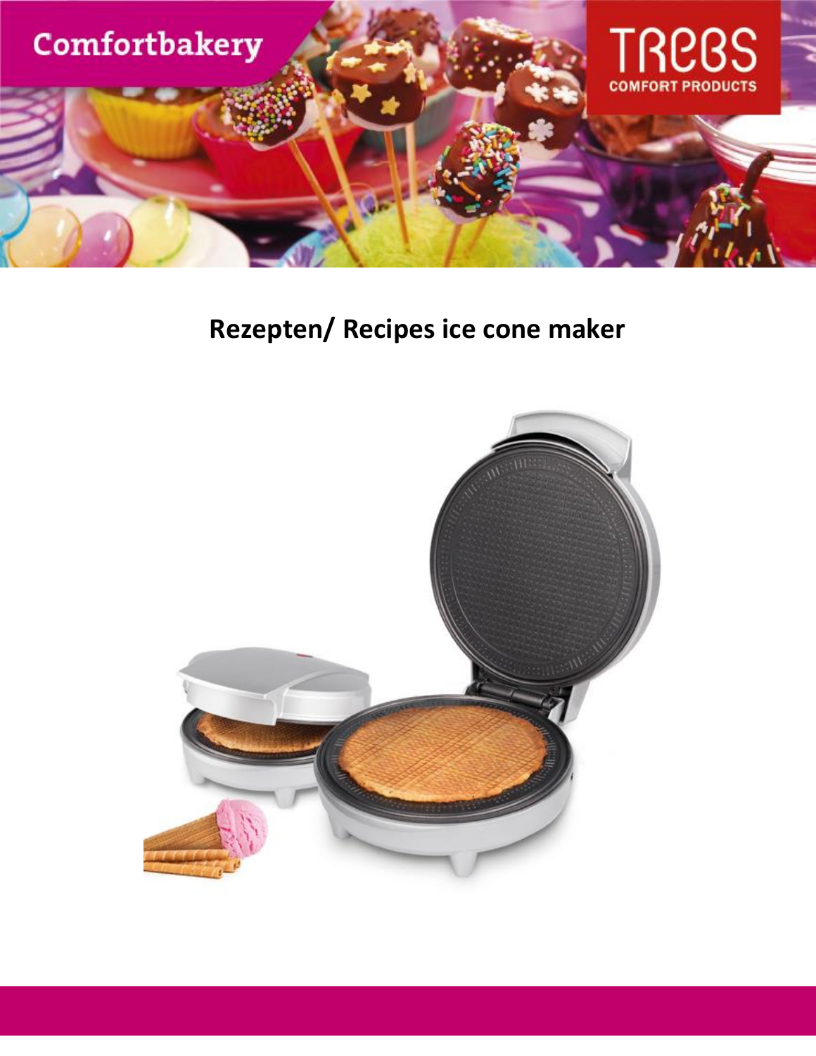Comfortbakery

TREBS
COMFORT PRODUCTS

# Rezepten/ Recipes ice cone maker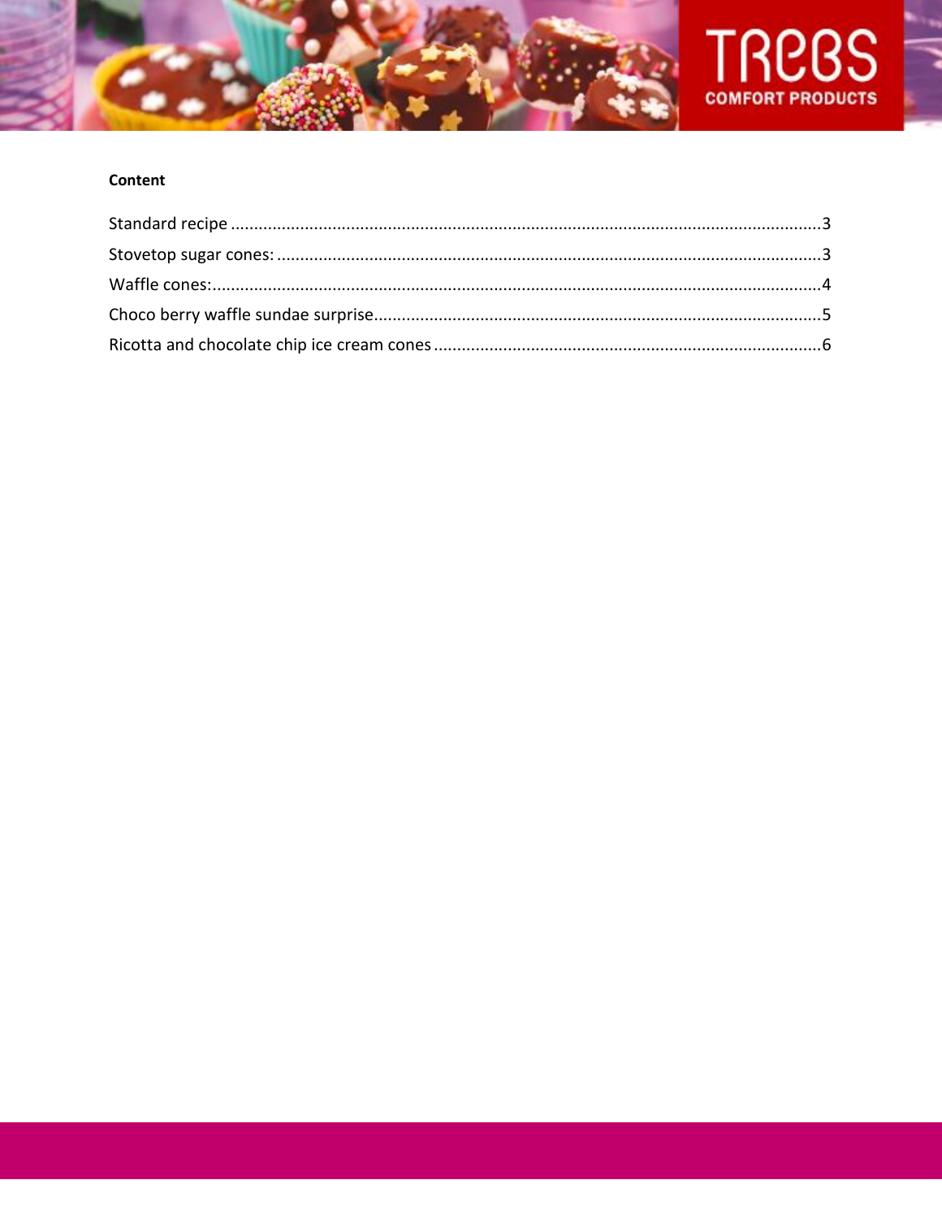**Content**

Standard recipe ........................................................................................................................3
Stovetop sugar cones: ................................................................................................................3
Waffle cones: ...........................................................................................................................4
Choco berry waffle sundae surprise............................................................................................5
Ricotta and chocolate chip ice cream cones ...............................................................................6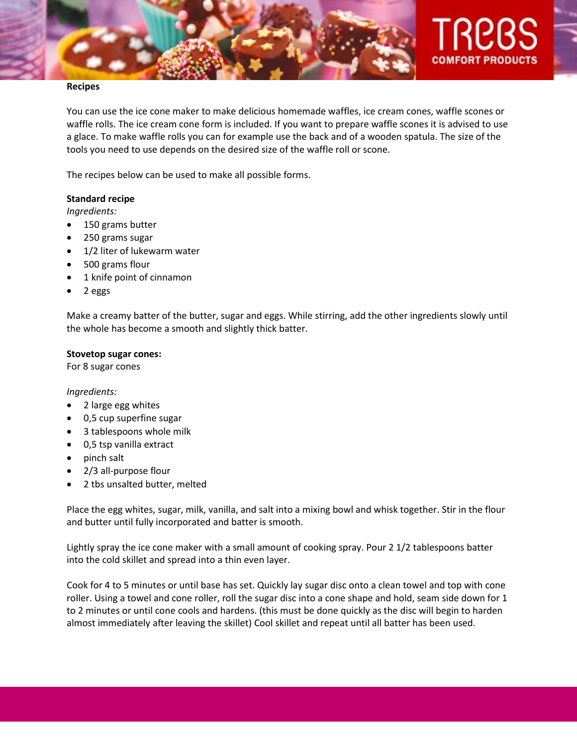**Recipes**

You can use the ice cone maker to make delicious homemade waffles, ice cream cones, waffle scones or waffle rolls. The ice cream cone form is included. If you want to prepare waffle scones it is advised to use a glace. To make waffle rolls you can for example use the back and of a wooden spatula. The size of the tools you need to use depends on the desired size of the waffle roll or scone.

The recipes below can be used to make all possible forms.

**Standard recipe**

*Ingredients:*

- 150 grams butter
- 250 grams sugar
- 1/2 liter of lukewarm water
- 500 grams flour
- 1 knife point of cinnamon
- 2 eggs

Make a creamy batter of the butter, sugar and eggs. While stirring, add the other ingredients slowly until the whole has become a smooth and slightly thick batter.

**Stovetop sugar cones:**

For 8 sugar cones

*Ingredients:*

- 2 large egg whites
- 0,5 cup superfine sugar
- 3 tablespoons whole milk
- 0,5 tsp vanilla extract
- pinch salt
- 2/3 all-purpose flour
- 2 tbs unsalted butter, melted

Place the egg whites, sugar, milk, vanilla, and salt into a mixing bowl and whisk together. Stir in the flour and butter until fully incorporated and batter is smooth.

Lightly spray the ice cone maker with a small amount of cooking spray. Pour 2 1/2 tablespoons batter into the cold skillet and spread into a thin even layer.

Cook for 4 to 5 minutes or until base has set. Quickly lay sugar disc onto a clean towel and top with cone roller. Using a towel and cone roller, roll the sugar disc into a cone shape and hold, seam side down for 1 to 2 minutes or until cone cools and hardens. (this must be done quickly as the disc will begin to harden almost immediately after leaving the skillet) Cool skillet and repeat until all batter has been used.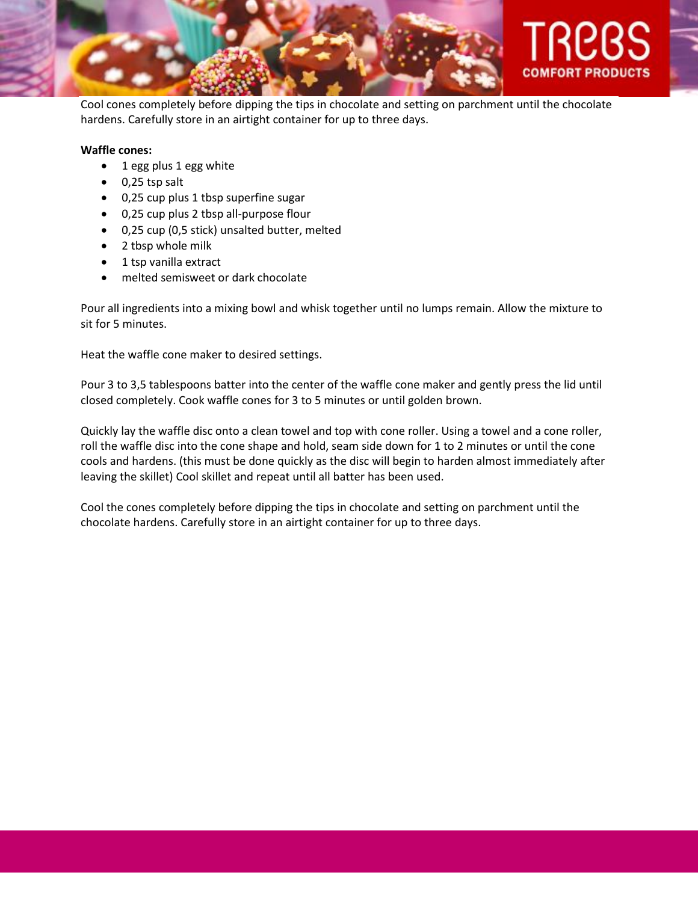Cool cones completely before dipping the tips in chocolate and setting on parchment until the chocolate hardens. Carefully store in an airtight container for up to three days.

**Waffle cones:**

- 1 egg plus 1 egg white
- 0,25 tsp salt
- 0,25 cup plus 1 tbsp superfine sugar
- 0,25 cup plus 2 tbsp all-purpose flour
- 0,25 cup (0,5 stick) unsalted butter, melted
- 2 tbsp whole milk
- 1 tsp vanilla extract
- melted semisweet or dark chocolate

Pour all ingredients into a mixing bowl and whisk together until no lumps remain. Allow the mixture to sit for 5 minutes.

Heat the waffle cone maker to desired settings.

Pour 3 to 3,5 tablespoons batter into the center of the waffle cone maker and gently press the lid until closed completely. Cook waffle cones for 3 to 5 minutes or until golden brown.

Quickly lay the waffle disc onto a clean towel and top with cone roller. Using a towel and a cone roller, roll the waffle disc into the cone shape and hold, seam side down for 1 to 2 minutes or until the cone cools and hardens. (this must be done quickly as the disc will begin to harden almost immediately after leaving the skillet) Cool skillet and repeat until all batter has been used.

Cool the cones completely before dipping the tips in chocolate and setting on parchment until the chocolate hardens. Carefully store in an airtight container for up to three days.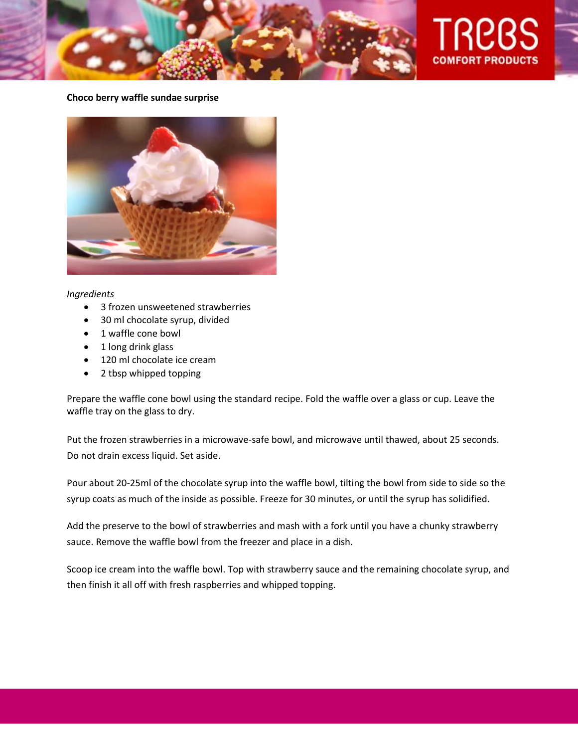**Choco berry waffle sundae surprise**

*Ingredients*

- 3 frozen unsweetened strawberries
- 30 ml chocolate syrup, divided
- 1 waffle cone bowl
- 1 long drink glass
- 120 ml chocolate ice cream
- 2 tbsp whipped topping

Prepare the waffle cone bowl using the standard recipe. Fold the waffle over a glass or cup. Leave the waffle tray on the glass to dry.

Put the frozen strawberries in a microwave-safe bowl, and microwave until thawed, about 25 seconds. Do not drain excess liquid. Set aside.

Pour about 20-25ml of the chocolate syrup into the waffle bowl, tilting the bowl from side to side so the syrup coats as much of the inside as possible. Freeze for 30 minutes, or until the syrup has solidified.

Add the preserve to the bowl of strawberries and mash with a fork until you have a chunky strawberry sauce. Remove the waffle bowl from the freezer and place in a dish.

Scoop ice cream into the waffle bowl. Top with strawberry sauce and the remaining chocolate syrup, and then finish it all off with fresh raspberries and whipped topping.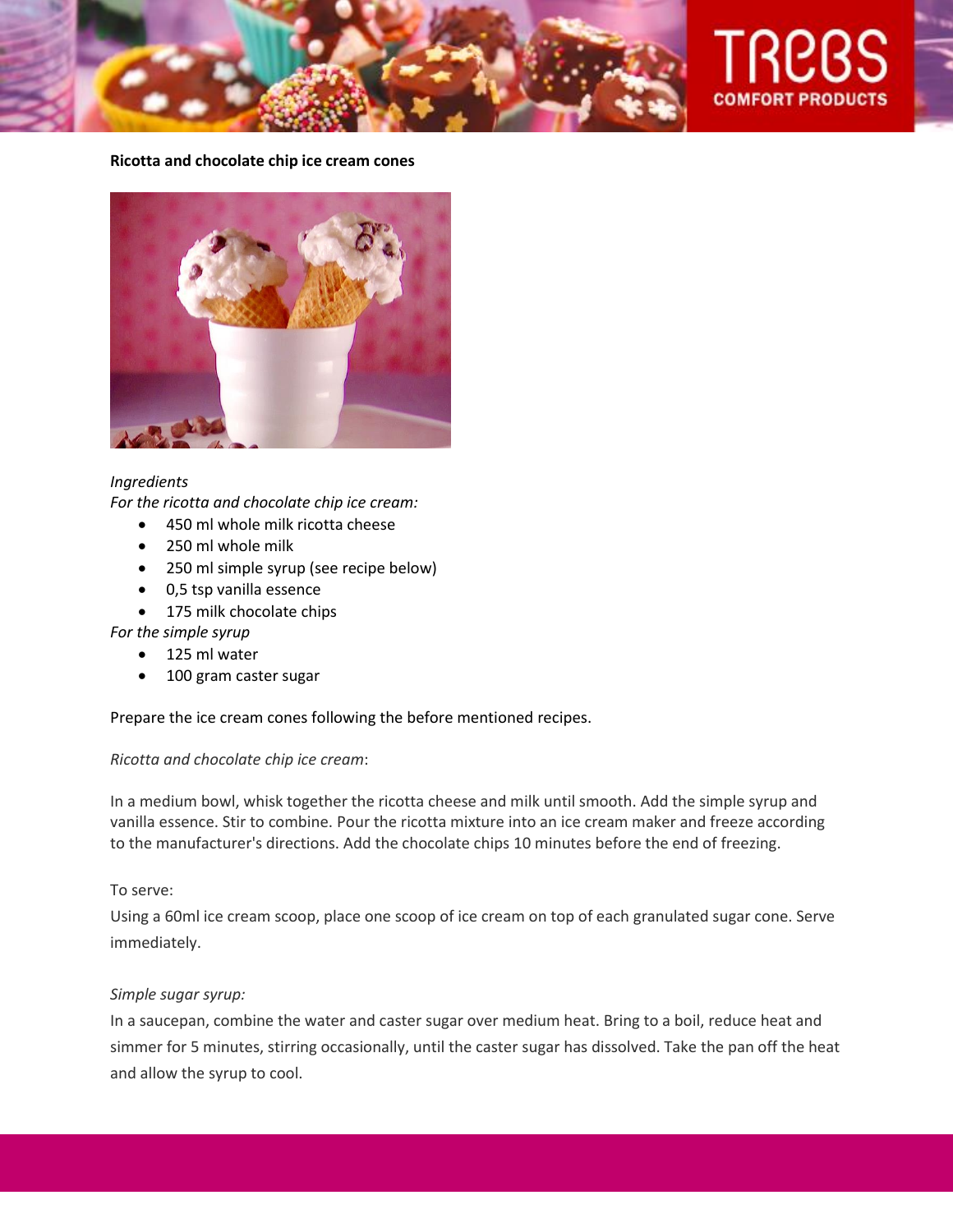**Ricotta and chocolate chip ice cream cones**

*Ingredients*

*For the ricotta and chocolate chip ice cream:*

- 450 ml whole milk ricotta cheese
- 250 ml whole milk
- 250 ml simple syrup (see recipe below)
- 0,5 tsp vanilla essence
- 175 milk chocolate chips

*For the simple syrup*

- 125 ml water
- 100 gram caster sugar

Prepare the ice cream cones following the before mentioned recipes.

*Ricotta and chocolate chip ice cream*:

In a medium bowl, whisk together the ricotta cheese and milk until smooth. Add the simple syrup and vanilla essence. Stir to combine. Pour the ricotta mixture into an ice cream maker and freeze according to the manufacturer's directions. Add the chocolate chips 10 minutes before the end of freezing.

To serve:

Using a 60ml ice cream scoop, place one scoop of ice cream on top of each granulated sugar cone. Serve immediately.

*Simple sugar syrup:*

In a saucepan, combine the water and caster sugar over medium heat. Bring to a boil, reduce heat and simmer for 5 minutes, stirring occasionally, until the caster sugar has dissolved. Take the pan off the heat and allow the syrup to cool.